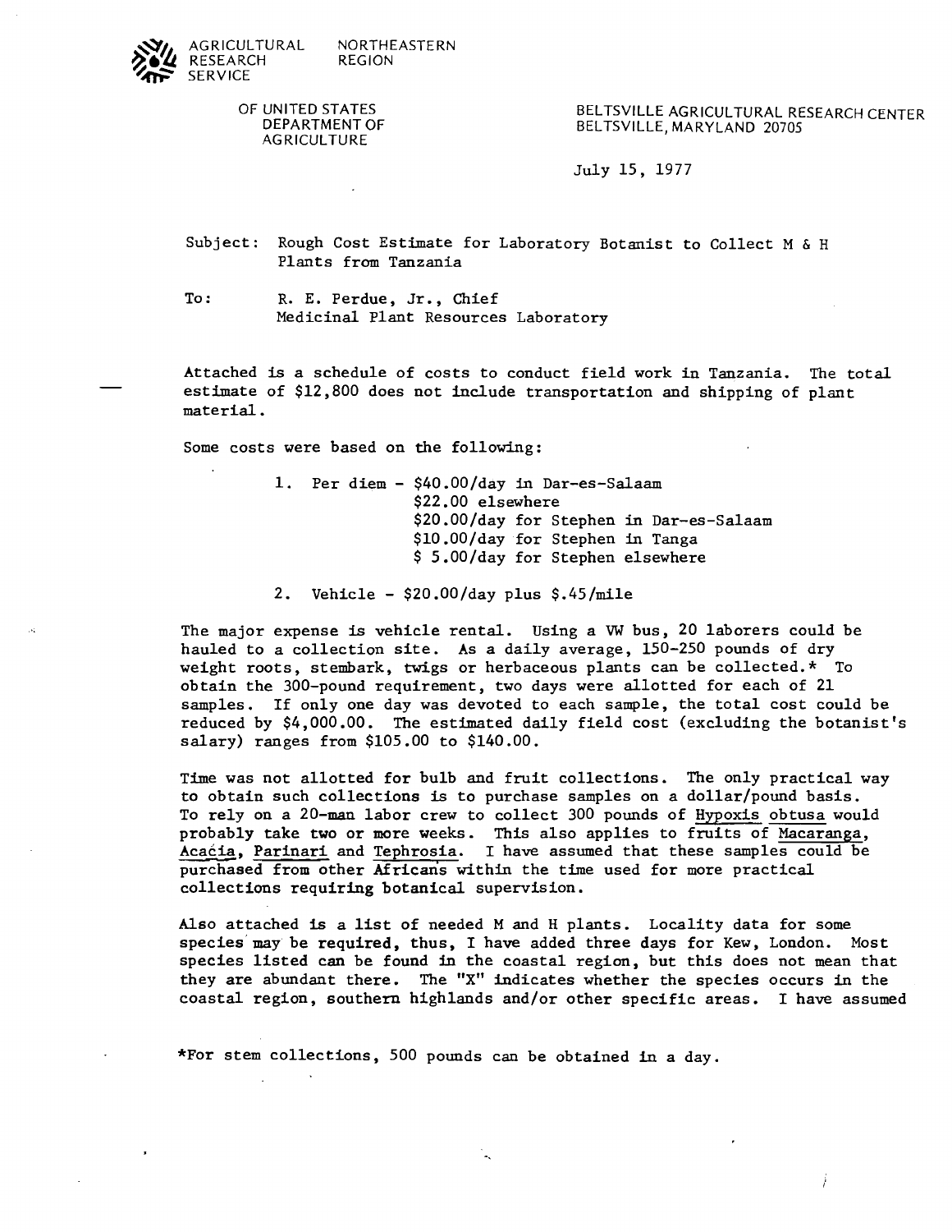AGRICULTURAL RESEARCH SERVICE
NORTHEASTERN REGION

OF UNITED STATES DEPARTMENT OF AGRICULTURE

BELTSVILLE AGRICULTURAL RESEARCH CENTER
BELTSVILLE, MARYLAND 20705

July 15, 1977

Subject: Rough Cost Estimate for Laboratory Botanist to Collect M & H Plants from Tanzania

To: R. E. Perdue, Jr., Chief
Medicinal Plant Resources Laboratory

Attached is a schedule of costs to conduct field work in Tanzania. The total estimate of $12,800 does not include transportation and shipping of plant material.

Some costs were based on the following:

1. Per diem - $40.00/day in Dar-es-Salaam
   $22.00 elsewhere
   $20.00/day for Stephen in Dar-es-Salaam
   $10.00/day for Stephen in Tanga
   $ 5.00/day for Stephen elsewhere

2. Vehicle - $20.00/day plus $.45/mile

The major expense is vehicle rental. Using a VW bus, 20 laborers could be hauled to a collection site. As a daily average, 150-250 pounds of dry weight roots, stembark, twigs or herbaceous plants can be collected.* To obtain the 300-pound requirement, two days were allotted for each of 21 samples. If only one day was devoted to each sample, the total cost could be reduced by $4,000.00. The estimated daily field cost (excluding the botanist's salary) ranges from $105.00 to $140.00.

Time was not allotted for bulb and fruit collections. The only practical way to obtain such collections is to purchase samples on a dollar/pound basis. To rely on a 20-man labor crew to collect 300 pounds of *Hypoxis obtusa* would probably take two or more weeks. This also applies to fruits of *Macaranga*, *Acacia*, *Parinari* and *Tephrosia*. I have assumed that these samples could be purchased from other Africans within the time used for more practical collections requiring botanical supervision.

Also attached is a list of needed M and H plants. Locality data for some species may be required, thus, I have added three days for Kew, London. Most species listed can be found in the coastal region, but this does not mean that they are abundant there. The "X" indicates whether the species occurs in the coastal region, southern highlands and/or other specific areas. I have assumed

*For stem collections, 500 pounds can be obtained in a day.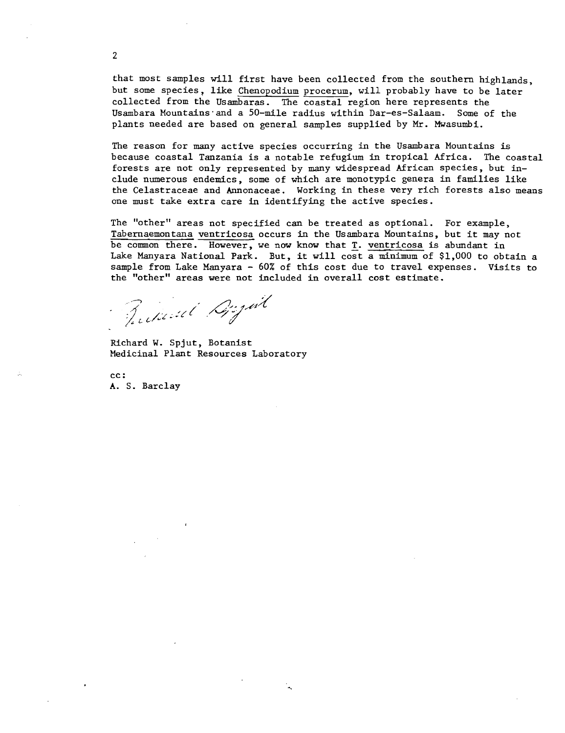that most samples will first have been collected from the southern highlands, but some species, like Chenopodium procerum, will probably have to be later collected from the Usambaras. The coastal region here represents the Usambara Mountains and a 50-mile radius within Dar-es-Salaam. Some of the plants needed are based on general samples supplied by Mr. Mwasumbi.

The reason for many active species occurring in the Usambara Mountains is because coastal Tanzania is a notable refugium in tropical Africa. The coastal forests are not only represented by many widespread African species, but include numerous endemics, some of which are monotypic genera in families like the Celastraceae and Annonaceae. Working in these very rich forests also means one must take extra care in identifying the active species.

The "other" areas not specified can be treated as optional. For example, Tabernaemontana ventricosa occurs in the Usambara Mountains, but it may not be common there. However, we now know that T. ventricosa is abundant in Lake Manyara National Park. But, it will cost a minimum of $1,000 to obtain a sample from Lake Manyara - 60% of this cost due to travel expenses. Visits to the "other" areas were not included in overall cost estimate.

Richard W. Spjut, Botanist
Medicinal Plant Resources Laboratory

cc:
A. S. Barclay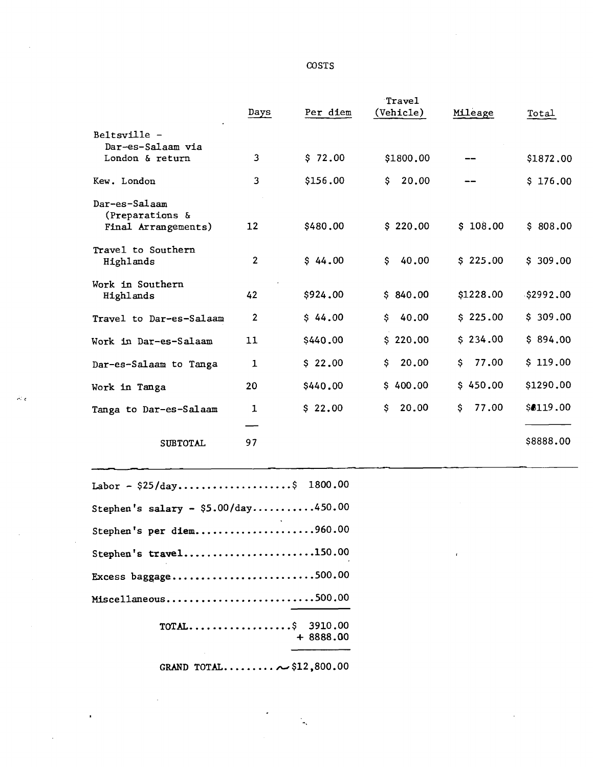# COSTS

| | Days | Per diem | Travel (Vehicle) | Mileage | Total |
|---|---|---|---|---|---|
| Beltsville - Dar-es-Salaam via London & return | 3 | $ 72.00 | $1800.00 | -- | $1872.00 |
| Kew. London | 3 | $156.00 | $ 20.00 | -- | $ 176.00 |
| Dar-es-Salaam (Preparations & Final Arrangements) | 12 | $480.00 | $ 220.00 | $ 108.00 | $ 808.00 |
| Travel to Southern Highlands | 2 | $ 44.00 | $ 40.00 | $ 225.00 | $ 309.00 |
| Work in Southern Highlands | 42 | $924.00 | $ 840.00 | $1228.00 | $2992.00 |
| Travel to Dar-es-Salaam | 2 | $ 44.00 | $ 40.00 | $ 225.00 | $ 309.00 |
| Work in Dar-es-Salaam | 11 | $440.00 | $ 220.00 | $ 234.00 | $ 894.00 |
| Dar-es-Salaam to Tanga | 1 | $ 22.00 | $ 20.00 | $ 77.00 | $ 119.00 |
| Work in Tanga | 20 | $440.00 | $ 400.00 | $ 450.00 | $1290.00 |
| Tanga to Dar-es-Salaam | 1 | $ 22.00 | $ 20.00 | $ 77.00 | $ 119.00 |
| SUBTOTAL | 97 | | | | $8888.00 |

Labor - $25/day....................$ 1800.00

Stephen's salary - $5.00/day...........450.00

Stephen's per diem.....................960.00

Stephen's travel.......................150.00

Excess baggage.........................500.00

Miscellaneous..........................500.00

TOTAL.................$ 3910.00
+ 8888.00

GRAND TOTAL.........~$12,800.00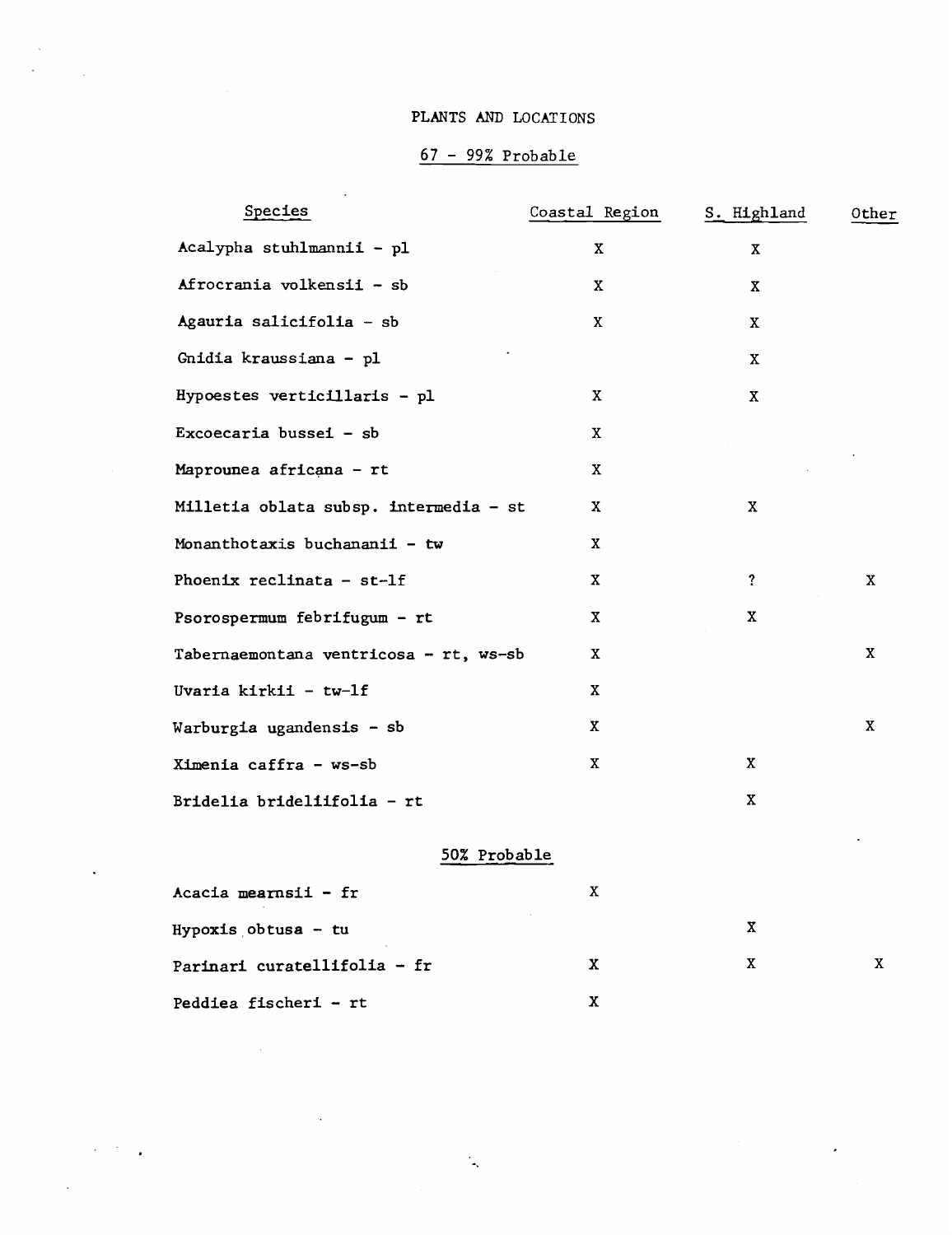# PLANTS AND LOCATIONS

## 67 - 99% Probable

| Species | Coastal Region | S. Highland | Other |
|---|---|---|---|
| Acalypha stuhlmannii - pl | X | X | |
| Afrocrania volkensii - sb | X | X | |
| Agauria salicifolia - sb | X | X | |
| Gnidia kraussiana - pl | | X | |
| Hypoestes verticillaris - pl | X | X | |
| Excoecaria bussei - sb | X | | |
| Maprounea africana - rt | X | | |
| Milletia oblata subsp. intermedia - st | X | X | |
| Monanthotaxis buchananii - tw | X | | |
| Phoenix reclinata - st-lf | X | ? | X |
| Psorospermum febrifugum - rt | X | X | |
| Tabernaemontana ventricosa - rt, ws-sb | X | | X |
| Uvaria kirkii - tw-lf | X | | |
| Warburgia ugandensis - sb | X | | X |
| Ximenia caffra - ws-sb | X | X | |
| Bridelia brideliifolia - rt | | X | |

## 50% Probable

| Species | Coastal Region | S. Highland | Other |
|---|---|---|---|
| Acacia mearnsii - fr | X | | |
| Hypoxis obtusa - tu | | X | |
| Parinari curatellifolia - fr | X | X | X |
| Peddiea fischeri - rt | X | | |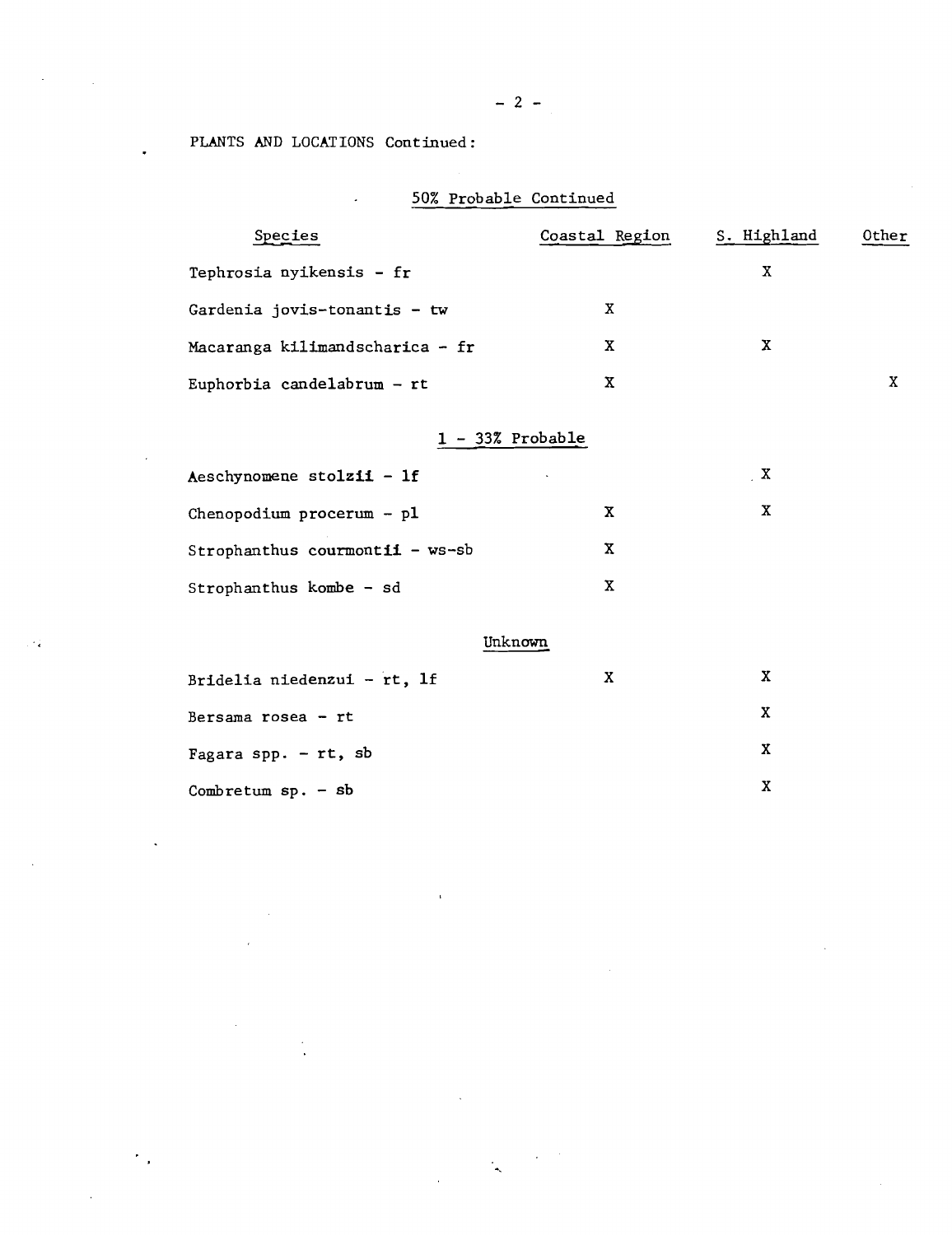PLANTS AND LOCATIONS Continued:

| Species | Coastal Region | S. Highland | Other |
|---|---|---|---|
| **50% Probable Continued** | | | |
| Tephrosia nyikensis - fr | | X | |
| Gardenia jovis-tonantis - tw | X | | |
| Macaranga kilimandscharica - fr | X | X | |
| Euphorbia candelabrum - rt | X | | X |
| **1 - 33% Probable** | | | |
| Aeschynomene stolzii - lf | | X | |
| Chenopodium procerum - pl | X | X | |
| Strophanthus courmontii - ws-sb | X | | |
| Strophanthus kombe - sd | X | | |
| **Unknown** | | | |
| Bridelia niedenzui - rt, lf | X | X | |
| Bersama rosea - rt | | X | |
| Fagara spp. - rt, sb | | X | |
| Combretum sp. - sb | | X | |